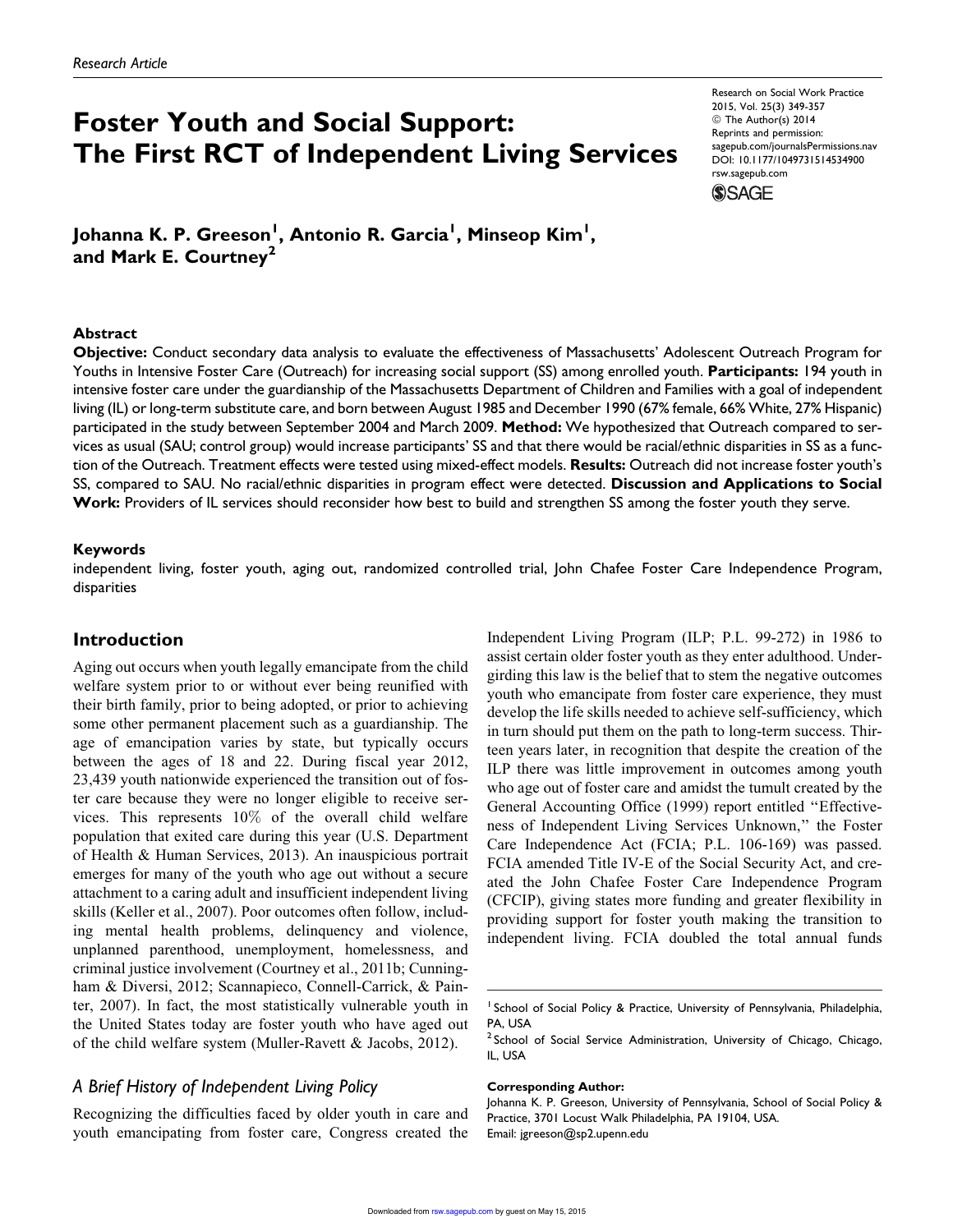*Research Article*

# Foster Youth and Social Support: The First RCT of Independent Living Services

Johanna K. P. Greeson[1], Antonio R. Garcia[1], Minseop Kim[1], and Mark E. Courtney[2]

## Abstract

**Objective:** Conduct secondary data analysis to evaluate the effectiveness of Massachusetts' Adolescent Outreach Program for Youths in Intensive Foster Care (Outreach) for increasing social support (SS) among enrolled youth. **Participants:** 194 youth in intensive foster care under the guardianship of the Massachusetts Department of Children and Families with a goal of independent living (IL) or long-term substitute care, and born between August 1985 and December 1990 (67% female, 66% White, 27% Hispanic) participated in the study between September 2004 and March 2009. **Method:** We hypothesized that Outreach compared to services as usual (SAU; control group) would increase participants' SS and that there would be racial/ethnic disparities in SS as a function of the Outreach. Treatment effects were tested using mixed-effect models. **Results:** Outreach did not increase foster youth's SS, compared to SAU. No racial/ethnic disparities in program effect were detected. **Discussion and Applications to Social Work:** Providers of IL services should reconsider how best to build and strengthen SS among the foster youth they serve.

### Keywords

independent living, foster youth, aging out, randomized controlled trial, John Chafee Foster Care Independence Program, disparities

## Introduction

Aging out occurs when youth legally emancipate from the child welfare system prior to or without ever being reunified with their birth family, prior to being adopted, or prior to achieving some other permanent placement such as a guardianship. The age of emancipation varies by state, but typically occurs between the ages of 18 and 22. During fiscal year 2012, 23,439 youth nationwide experienced the transition out of foster care because they were no longer eligible to receive services. This represents 10% of the overall child welfare population that exited care during this year (U.S. Department of Health & Human Services, 2013). An inauspicious portrait emerges for many of the youth who age out without a secure attachment to a caring adult and insufficient independent living skills (Keller et al., 2007). Poor outcomes often follow, including mental health problems, delinquency and violence, unplanned parenthood, unemployment, homelessness, and criminal justice involvement (Courtney et al., 2011b; Cunningham & Diversi, 2012; Scannapieco, Connell-Carrick, & Painter, 2007). In fact, the most statistically vulnerable youth in the United States today are foster youth who have aged out of the child welfare system (Muller-Ravett & Jacobs, 2012).

### *A Brief History of Independent Living Policy*

Recognizing the difficulties faced by older youth in care and youth emancipating from foster care, Congress created the Independent Living Program (ILP; P.L. 99-272) in 1986 to assist certain older foster youth as they enter adulthood. Undergirding this law is the belief that to stem the negative outcomes youth who emancipate from foster care experience, they must develop the life skills needed to achieve self-sufficiency, which in turn should put them on the path to long-term success. Thirteen years later, in recognition that despite the creation of the ILP there was little improvement in outcomes among youth who age out of foster care and amidst the tumult created by the General Accounting Office (1999) report entitled "Effectiveness of Independent Living Services Unknown," the Foster Care Independence Act (FCIA; P.L. 106-169) was passed. FCIA amended Title IV-E of the Social Security Act, and created the John Chafee Foster Care Independence Program (CFCIP), giving states more funding and greater flexibility in providing support for foster youth making the transition to independent living. FCIA doubled the total annual funds

[1] School of Social Policy & Practice, University of Pennsylvania, Philadelphia, PA, USA
[2] School of Social Service Administration, University of Chicago, Chicago, IL, USA

**Corresponding Author:**
Johanna K. P. Greeson, University of Pennsylvania, School of Social Policy & Practice, 3701 Locust Walk Philadelphia, PA 19104, USA.
Email: jgreeson@sp2.upenn.edu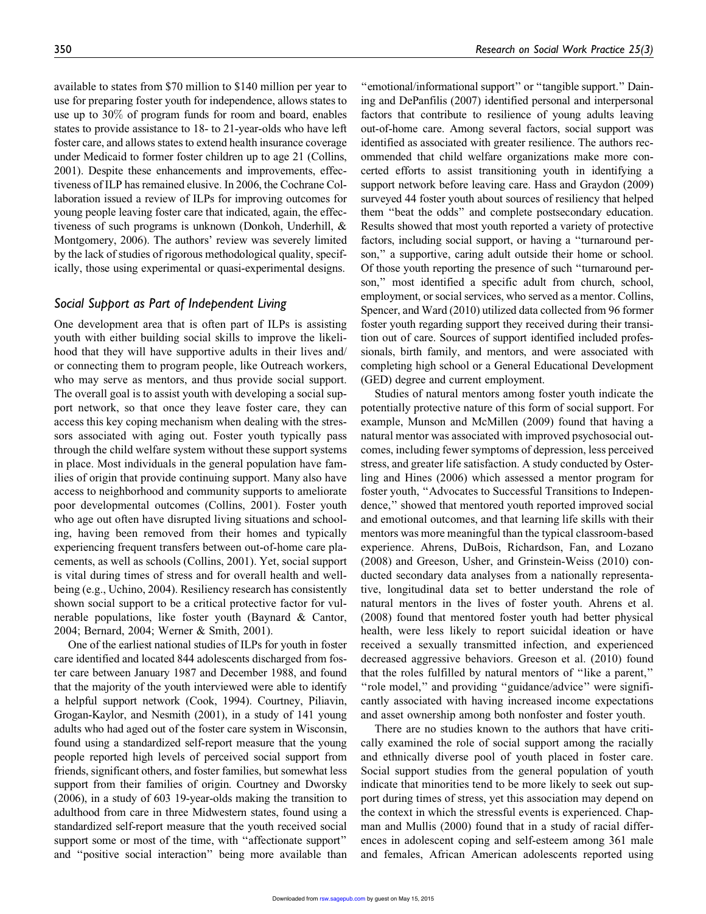available to states from $70 million to $140 million per year to use for preparing foster youth for independence, allows states to use up to 30% of program funds for room and board, enables states to provide assistance to 18- to 21-year-olds who have left foster care, and allows states to extend health insurance coverage under Medicaid to former foster children up to age 21 (Collins, 2001). Despite these enhancements and improvements, effectiveness of ILP has remained elusive. In 2006, the Cochrane Collaboration issued a review of ILPs for improving outcomes for young people leaving foster care that indicated, again, the effectiveness of such programs is unknown (Donkoh, Underhill, & Montgomery, 2006). The authors' review was severely limited by the lack of studies of rigorous methodological quality, specifically, those using experimental or quasi-experimental designs.

## *Social Support as Part of Independent Living*

One development area that is often part of ILPs is assisting youth with either building social skills to improve the likelihood that they will have supportive adults in their lives and/or connecting them to program people, like Outreach workers, who may serve as mentors, and thus provide social support. The overall goal is to assist youth with developing a social support network, so that once they leave foster care, they can access this key coping mechanism when dealing with the stressors associated with aging out. Foster youth typically pass through the child welfare system without these support systems in place. Most individuals in the general population have families of origin that provide continuing support. Many also have access to neighborhood and community supports to ameliorate poor developmental outcomes (Collins, 2001). Foster youth who age out often have disrupted living situations and schooling, having been removed from their homes and typically experiencing frequent transfers between out-of-home care placements, as well as schools (Collins, 2001). Yet, social support is vital during times of stress and for overall health and well-being (e.g., Uchino, 2004). Resiliency research has consistently shown social support to be a critical protective factor for vulnerable populations, like foster youth (Baynard & Cantor, 2004; Bernard, 2004; Werner & Smith, 2001).

One of the earliest national studies of ILPs for youth in foster care identified and located 844 adolescents discharged from foster care between January 1987 and December 1988, and found that the majority of the youth interviewed were able to identify a helpful support network (Cook, 1994). Courtney, Piliavin, Grogan-Kaylor, and Nesmith (2001), in a study of 141 young adults who had aged out of the foster care system in Wisconsin, found using a standardized self-report measure that the young people reported high levels of perceived social support from friends, significant others, and foster families, but somewhat less support from their families of origin. Courtney and Dworsky (2006), in a study of 603 19-year-olds making the transition to adulthood from care in three Midwestern states, found using a standardized self-report measure that the youth received social support some or most of the time, with "affectionate support" and "positive social interaction" being more available than "emotional/informational support" or "tangible support." Daining and DePanfilis (2007) identified personal and interpersonal factors that contribute to resilience of young adults leaving out-of-home care. Among several factors, social support was identified as associated with greater resilience. The authors recommended that child welfare organizations make more concerted efforts to assist transitioning youth in identifying a support network before leaving care. Hass and Graydon (2009) surveyed 44 foster youth about sources of resiliency that helped them "beat the odds" and complete postsecondary education. Results showed that most youth reported a variety of protective factors, including social support, or having a "turnaround person," a supportive, caring adult outside their home or school. Of those youth reporting the presence of such "turnaround person," most identified a specific adult from church, school, employment, or social services, who served as a mentor. Collins, Spencer, and Ward (2010) utilized data collected from 96 former foster youth regarding support they received during their transition out of care. Sources of support identified included professionals, birth family, and mentors, and were associated with completing high school or a General Educational Development (GED) degree and current employment.

Studies of natural mentors among foster youth indicate the potentially protective nature of this form of social support. For example, Munson and McMillen (2009) found that having a natural mentor was associated with improved psychosocial outcomes, including fewer symptoms of depression, less perceived stress, and greater life satisfaction. A study conducted by Osterling and Hines (2006) which assessed a mentor program for foster youth, "Advocates to Successful Transitions to Independence," showed that mentored youth reported improved social and emotional outcomes, and that learning life skills with their mentors was more meaningful than the typical classroom-based experience. Ahrens, DuBois, Richardson, Fan, and Lozano (2008) and Greeson, Usher, and Grinstein-Weiss (2010) conducted secondary data analyses from a nationally representative, longitudinal data set to better understand the role of natural mentors in the lives of foster youth. Ahrens et al. (2008) found that mentored foster youth had better physical health, were less likely to report suicidal ideation or have received a sexually transmitted infection, and experienced decreased aggressive behaviors. Greeson et al. (2010) found that the roles fulfilled by natural mentors of "like a parent," "role model," and providing "guidance/advice" were significantly associated with having increased income expectations and asset ownership among both nonfoster and foster youth.

There are no studies known to the authors that have critically examined the role of social support among the racially and ethnically diverse pool of youth placed in foster care. Social support studies from the general population of youth indicate that minorities tend to be more likely to seek out support during times of stress, yet this association may depend on the context in which the stressful events is experienced. Chapman and Mullis (2000) found that in a study of racial differences in adolescent coping and self-esteem among 361 male and females, African American adolescents reported using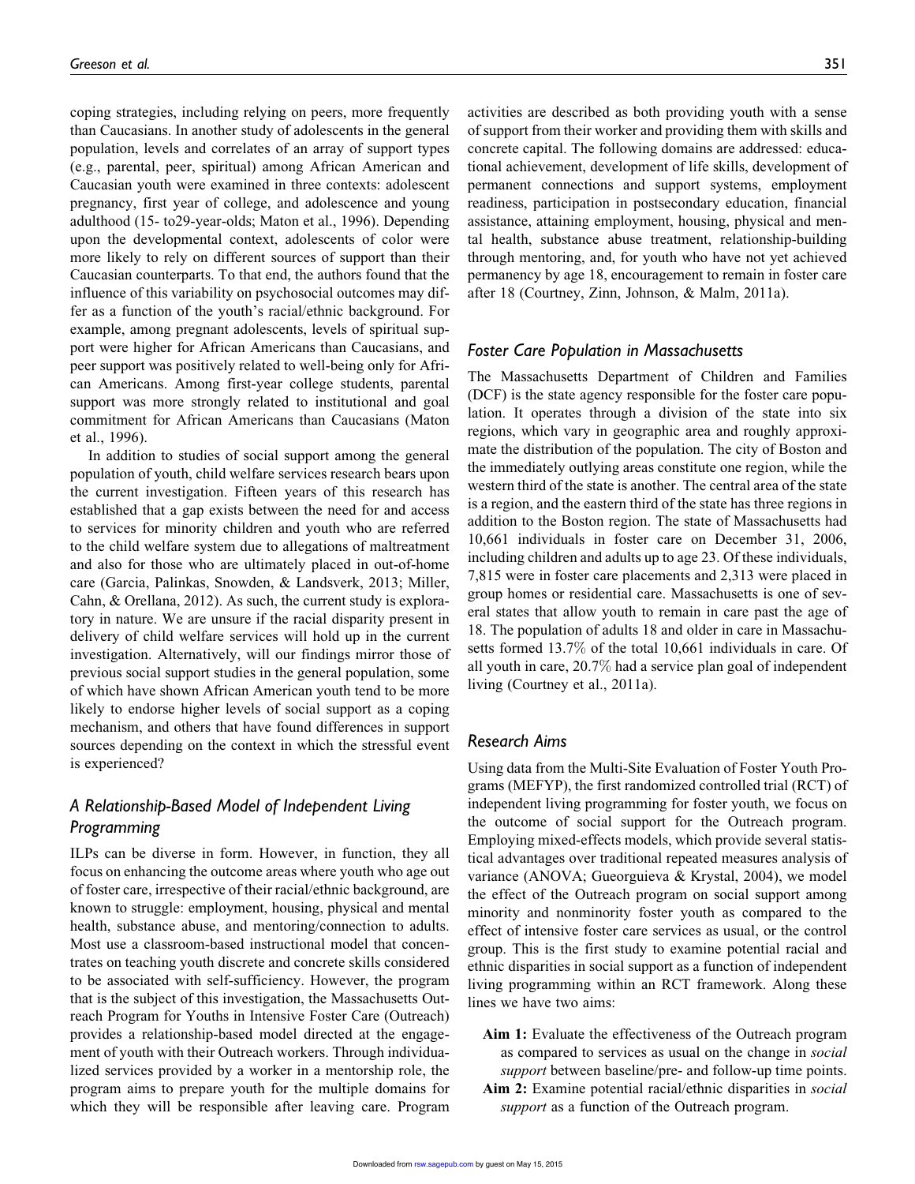coping strategies, including relying on peers, more frequently than Caucasians. In another study of adolescents in the general population, levels and correlates of an array of support types (e.g., parental, peer, spiritual) among African American and Caucasian youth were examined in three contexts: adolescent pregnancy, first year of college, and adolescence and young adulthood (15- to29-year-olds; Maton et al., 1996). Depending upon the developmental context, adolescents of color were more likely to rely on different sources of support than their Caucasian counterparts. To that end, the authors found that the influence of this variability on psychosocial outcomes may differ as a function of the youth's racial/ethnic background. For example, among pregnant adolescents, levels of spiritual support were higher for African Americans than Caucasians, and peer support was positively related to well-being only for African Americans. Among first-year college students, parental support was more strongly related to institutional and goal commitment for African Americans than Caucasians (Maton et al., 1996).

In addition to studies of social support among the general population of youth, child welfare services research bears upon the current investigation. Fifteen years of this research has established that a gap exists between the need for and access to services for minority children and youth who are referred to the child welfare system due to allegations of maltreatment and also for those who are ultimately placed in out-of-home care (Garcia, Palinkas, Snowden, & Landsverk, 2013; Miller, Cahn, & Orellana, 2012). As such, the current study is exploratory in nature. We are unsure if the racial disparity present in delivery of child welfare services will hold up in the current investigation. Alternatively, will our findings mirror those of previous social support studies in the general population, some of which have shown African American youth tend to be more likely to endorse higher levels of social support as a coping mechanism, and others that have found differences in support sources depending on the context in which the stressful event is experienced?

## A Relationship-Based Model of Independent Living Programming

ILPs can be diverse in form. However, in function, they all focus on enhancing the outcome areas where youth who age out of foster care, irrespective of their racial/ethnic background, are known to struggle: employment, housing, physical and mental health, substance abuse, and mentoring/connection to adults. Most use a classroom-based instructional model that concentrates on teaching youth discrete and concrete skills considered to be associated with self-sufficiency. However, the program that is the subject of this investigation, the Massachusetts Outreach Program for Youths in Intensive Foster Care (Outreach) provides a relationship-based model directed at the engagement of youth with their Outreach workers. Through individualized services provided by a worker in a mentorship role, the program aims to prepare youth for the multiple domains for which they will be responsible after leaving care. Program activities are described as both providing youth with a sense of support from their worker and providing them with skills and concrete capital. The following domains are addressed: educational achievement, development of life skills, development of permanent connections and support systems, employment readiness, participation in postsecondary education, financial assistance, attaining employment, housing, physical and mental health, substance abuse treatment, relationship-building through mentoring, and, for youth who have not yet achieved permanency by age 18, encouragement to remain in foster care after 18 (Courtney, Zinn, Johnson, & Malm, 2011a).

## Foster Care Population in Massachusetts

The Massachusetts Department of Children and Families (DCF) is the state agency responsible for the foster care population. It operates through a division of the state into six regions, which vary in geographic area and roughly approximate the distribution of the population. The city of Boston and the immediately outlying areas constitute one region, while the western third of the state is another. The central area of the state is a region, and the eastern third of the state has three regions in addition to the Boston region. The state of Massachusetts had 10,661 individuals in foster care on December 31, 2006, including children and adults up to age 23. Of these individuals, 7,815 were in foster care placements and 2,313 were placed in group homes or residential care. Massachusetts is one of several states that allow youth to remain in care past the age of 18. The population of adults 18 and older in care in Massachusetts formed 13.7% of the total 10,661 individuals in care. Of all youth in care, 20.7% had a service plan goal of independent living (Courtney et al., 2011a).

## Research Aims

Using data from the Multi-Site Evaluation of Foster Youth Programs (MEFYP), the first randomized controlled trial (RCT) of independent living programming for foster youth, we focus on the outcome of social support for the Outreach program. Employing mixed-effects models, which provide several statistical advantages over traditional repeated measures analysis of variance (ANOVA; Gueorguieva & Krystal, 2004), we model the effect of the Outreach program on social support among minority and nonminority foster youth as compared to the effect of intensive foster care services as usual, or the control group. This is the first study to examine potential racial and ethnic disparities in social support as a function of independent living programming within an RCT framework. Along these lines we have two aims:

- **Aim 1:** Evaluate the effectiveness of the Outreach program as compared to services as usual on the change in *social support* between baseline/pre- and follow-up time points.
- **Aim 2:** Examine potential racial/ethnic disparities in *social support* as a function of the Outreach program.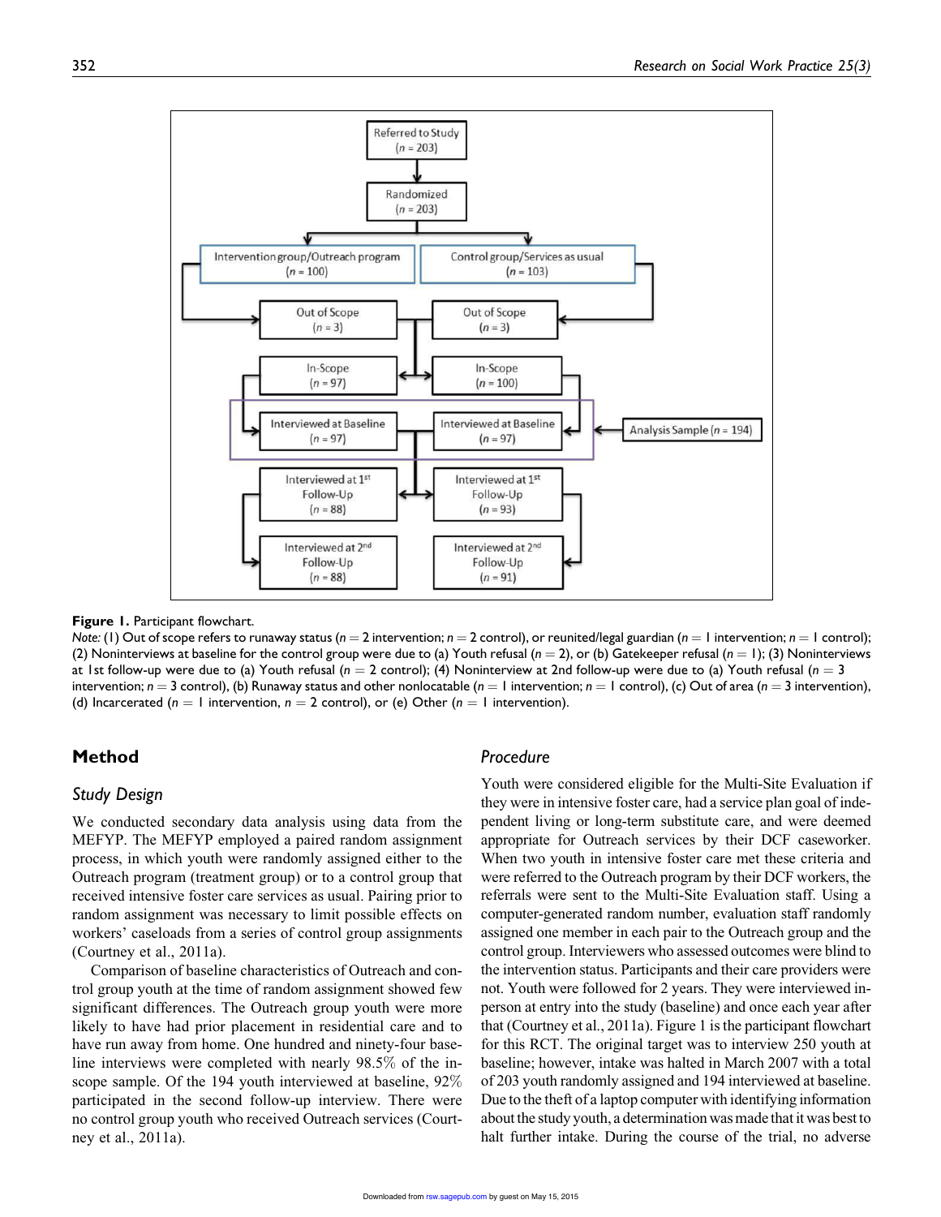Figure 1. Participant flowchart.

*Note:* (1) Out of scope refers to runaway status ($n = 2$ intervention; $n = 2$ control), or reunited/legal guardian ($n = 1$ intervention; $n = 1$ control); (2) Noninterviews at baseline for the control group were due to (a) Youth refusal ($n = 2$), or (b) Gatekeeper refusal ($n = 1$); (3) Noninterviews at 1st follow-up were due to (a) Youth refusal ($n = 2$ control); (4) Noninterview at 2nd follow-up were due to (a) Youth refusal ($n = 3$ intervention; $n = 3$ control), (b) Runaway status and other nonlocatable ($n = 1$ intervention; $n = 1$ control), (c) Out of area ($n = 3$ intervention), (d) Incarcerated ($n = 1$ intervention, $n = 2$ control), or (e) Other ($n = 1$ intervention).

## Method

### Study Design

We conducted secondary data analysis using data from the MEFYP. The MEFYP employed a paired random assignment process, in which youth were randomly assigned either to the Outreach program (treatment group) or to a control group that received intensive foster care services as usual. Pairing prior to random assignment was necessary to limit possible effects on workers' caseloads from a series of control group assignments (Courtney et al., 2011a).

Comparison of baseline characteristics of Outreach and control group youth at the time of random assignment showed few significant differences. The Outreach group youth were more likely to have had prior placement in residential care and to have run away from home. One hundred and ninety-four baseline interviews were completed with nearly 98.5% of the in-scope sample. Of the 194 youth interviewed at baseline, 92% participated in the second follow-up interview. There were no control group youth who received Outreach services (Courtney et al., 2011a).

### Procedure

Youth were considered eligible for the Multi-Site Evaluation if they were in intensive foster care, had a service plan goal of independent living or long-term substitute care, and were deemed appropriate for Outreach services by their DCF caseworker. When two youth in intensive foster care met these criteria and were referred to the Outreach program by their DCF workers, the referrals were sent to the Multi-Site Evaluation staff. Using a computer-generated random number, evaluation staff randomly assigned one member in each pair to the Outreach group and the control group. Interviewers who assessed outcomes were blind to the intervention status. Participants and their care providers were not. Youth were followed for 2 years. They were interviewed in-person at entry into the study (baseline) and once each year after that (Courtney et al., 2011a). Figure 1 is the participant flowchart for this RCT. The original target was to interview 250 youth at baseline; however, intake was halted in March 2007 with a total of 203 youth randomly assigned and 194 interviewed at baseline. Due to the theft of a laptop computer with identifying information about the study youth, a determination was made that it was best to halt further intake. During the course of the trial, no adverse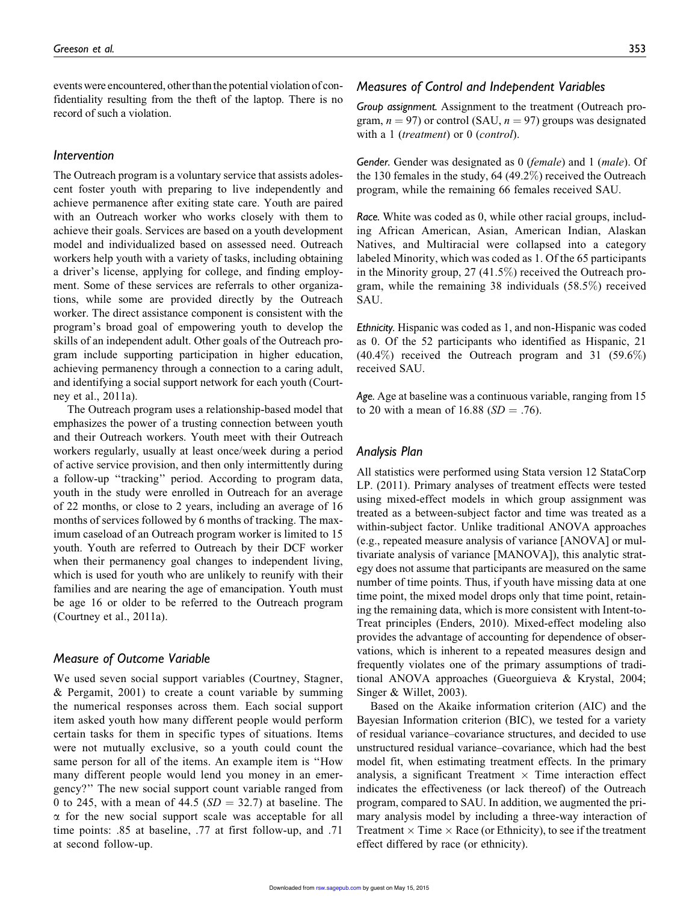events were encountered, other than the potential violation of confidentiality resulting from the theft of the laptop. There is no record of such a violation.

### Intervention

The Outreach program is a voluntary service that assists adolescent foster youth with preparing to live independently and achieve permanence after exiting state care. Youth are paired with an Outreach worker who works closely with them to achieve their goals. Services are based on a youth development model and individualized based on assessed need. Outreach workers help youth with a variety of tasks, including obtaining a driver's license, applying for college, and finding employment. Some of these services are referrals to other organizations, while some are provided directly by the Outreach worker. The direct assistance component is consistent with the program's broad goal of empowering youth to develop the skills of an independent adult. Other goals of the Outreach program include supporting participation in higher education, achieving permanency through a connection to a caring adult, and identifying a social support network for each youth (Courtney et al., 2011a).

The Outreach program uses a relationship-based model that emphasizes the power of a trusting connection between youth and their Outreach workers. Youth meet with their Outreach workers regularly, usually at least once/week during a period of active service provision, and then only intermittently during a follow-up "tracking" period. According to program data, youth in the study were enrolled in Outreach for an average of 22 months, or close to 2 years, including an average of 16 months of services followed by 6 months of tracking. The maximum caseload of an Outreach program worker is limited to 15 youth. Youth are referred to Outreach by their DCF worker when their permanency goal changes to independent living, which is used for youth who are unlikely to reunify with their families and are nearing the age of emancipation. Youth must be age 16 or older to be referred to the Outreach program (Courtney et al., 2011a).

### Measure of Outcome Variable

We used seven social support variables (Courtney, Stagner, & Pergamit, 2001) to create a count variable by summing the numerical responses across them. Each social support item asked youth how many different people would perform certain tasks for them in specific types of situations. Items were not mutually exclusive, so a youth could count the same person for all of the items. An example item is "How many different people would lend you money in an emergency?" The new social support count variable ranged from 0 to 245, with a mean of 44.5 ($SD = 32.7$) at baseline. The $\alpha$ for the new social support scale was acceptable for all time points: .85 at baseline, .77 at first follow-up, and .71 at second follow-up.

### Measures of Control and Independent Variables

*Group assignment.* Assignment to the treatment (Outreach program, $n = 97$) or control (SAU, $n = 97$) groups was designated with a 1 (*treatment*) or 0 (*control*).

*Gender.* Gender was designated as 0 (*female*) and 1 (*male*). Of the 130 females in the study, 64 (49.2%) received the Outreach program, while the remaining 66 females received SAU.

*Race.* White was coded as 0, while other racial groups, including African American, Asian, American Indian, Alaskan Natives, and Multiracial were collapsed into a category labeled Minority, which was coded as 1. Of the 65 participants in the Minority group, 27 (41.5%) received the Outreach program, while the remaining 38 individuals (58.5%) received SAU.

*Ethnicity.* Hispanic was coded as 1, and non-Hispanic was coded as 0. Of the 52 participants who identified as Hispanic, 21 (40.4%) received the Outreach program and 31 (59.6%) received SAU.

*Age.* Age at baseline was a continuous variable, ranging from 15 to 20 with a mean of 16.88 ($SD = .76$).

### Analysis Plan

All statistics were performed using Stata version 12 StataCorp LP. (2011). Primary analyses of treatment effects were tested using mixed-effect models in which group assignment was treated as a between-subject factor and time was treated as a within-subject factor. Unlike traditional ANOVA approaches (e.g., repeated measure analysis of variance [ANOVA] or multivariate analysis of variance [MANOVA]), this analytic strategy does not assume that participants are measured on the same number of time points. Thus, if youth have missing data at one time point, the mixed model drops only that time point, retaining the remaining data, which is more consistent with Intent-to-Treat principles (Enders, 2010). Mixed-effect modeling also provides the advantage of accounting for dependence of observations, which is inherent to a repeated measures design and frequently violates one of the primary assumptions of traditional ANOVA approaches (Gueorguieva & Krystal, 2004; Singer & Willet, 2003).

Based on the Akaike information criterion (AIC) and the Bayesian Information criterion (BIC), we tested for a variety of residual variance–covariance structures, and decided to use unstructured residual variance–covariance, which had the best model fit, when estimating treatment effects. In the primary analysis, a significant Treatment $\times$ Time interaction effect indicates the effectiveness (or lack thereof) of the Outreach program, compared to SAU. In addition, we augmented the primary analysis model by including a three-way interaction of Treatment $\times$ Time $\times$ Race (or Ethnicity), to see if the treatment effect differed by race (or ethnicity).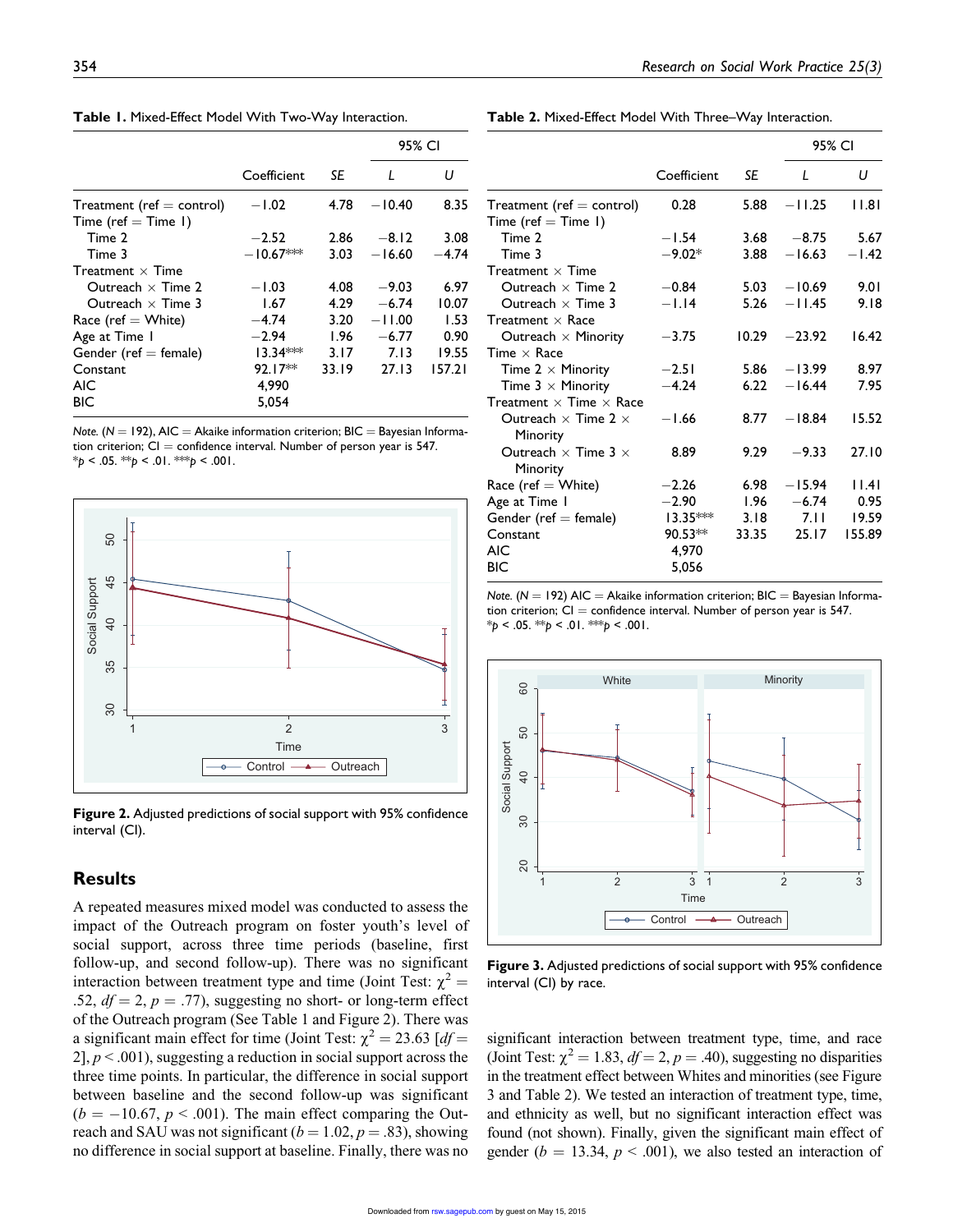**Table 1.** Mixed-Effect Model With Two-Way Interaction.

| | Coefficient | SE | 95% CI L | 95% CI U |
|---|---|---|---|---|
| Treatment (ref = control) | −1.02 | 4.78 | −10.40 | 8.35 |
| Time (ref = Time 1) | | | | |
| Time 2 | −2.52 | 2.86 | −8.12 | 3.08 |
| Time 3 | −10.67*** | 3.03 | −16.60 | −4.74 |
| Treatment × Time | | | | |
| Outreach × Time 2 | −1.03 | 4.08 | −9.03 | 6.97 |
| Outreach × Time 3 | 1.67 | 4.29 | −6.74 | 10.07 |
| Race (ref = White) | −4.74 | 3.20 | −11.00 | 1.53 |
| Age at Time 1 | −2.94 | 1.96 | −6.77 | 0.90 |
| Gender (ref = female) | 13.34*** | 3.17 | 7.13 | 19.55 |
| Constant | 92.17** | 33.19 | 27.13 | 157.21 |
| AIC | 4,990 | | | |
| BIC | 5,054 | | | |

*Note.* ($N$ = 192), AIC = Akaike information criterion; BIC = Bayesian Information criterion; CI = confidence interval. Number of person year is 547.
*$p$ < .05. **$p$ < .01. ***$p$ < .001.

**Figure 2.** Adjusted predictions of social support with 95% confidence interval (CI).

## Results

A repeated measures mixed model was conducted to assess the impact of the Outreach program on foster youth's level of social support, across three time periods (baseline, first follow-up, and second follow-up). There was no significant interaction between treatment type and time (Joint Test: $\chi^2$ = .52, $df$ = 2, $p$ = .77), suggesting no short- or long-term effect of the Outreach program (See Table 1 and Figure 2). There was a significant main effect for time (Joint Test: $\chi^2$ = 23.63 [$df$ = 2], $p$ < .001), suggesting a reduction in social support across the three time points. In particular, the difference in social support between baseline and the second follow-up was significant ($b$ = −10.67, $p$ < .001). The main effect comparing the Outreach and SAU was not significant ($b$ = 1.02, $p$ = .83), showing no difference in social support at baseline. Finally, there was no significant interaction between treatment type, time, and race (Joint Test: $\chi^2$ = 1.83, $df$ = 2, $p$ = .40), suggesting no disparities in the treatment effect between Whites and minorities (see Figure 3 and Table 2). We tested an interaction of treatment type, time, and ethnicity as well, but no significant interaction effect was found (not shown). Finally, given the significant main effect of gender ($b$ = 13.34, $p$ < .001), we also tested an interaction of

**Table 2.** Mixed-Effect Model With Three–Way Interaction.

| | Coefficient | SE | 95% CI L | 95% CI U |
|---|---|---|---|---|
| Treatment (ref = control) | 0.28 | 5.88 | −11.25 | 11.81 |
| Time (ref = Time 1) | | | | |
| Time 2 | −1.54 | 3.68 | −8.75 | 5.67 |
| Time 3 | −9.02* | 3.88 | −16.63 | −1.42 |
| Treatment × Time | | | | |
| Outreach × Time 2 | −0.84 | 5.03 | −10.69 | 9.01 |
| Outreach × Time 3 | −1.14 | 5.26 | −11.45 | 9.18 |
| Treatment × Race | | | | |
| Outreach × Minority | −3.75 | 10.29 | −23.92 | 16.42 |
| Time × Race | | | | |
| Time 2 × Minority | −2.51 | 5.86 | −13.99 | 8.97 |
| Time 3 × Minority | −4.24 | 6.22 | −16.44 | 7.95 |
| Treatment × Time × Race | | | | |
| Outreach × Time 2 × Minority | −1.66 | 8.77 | −18.84 | 15.52 |
| Outreach × Time 3 × Minority | 8.89 | 9.29 | −9.33 | 27.10 |
| Race (ref = White) | −2.26 | 6.98 | −15.94 | 11.41 |
| Age at Time 1 | −2.90 | 1.96 | −6.74 | 0.95 |
| Gender (ref = female) | 13.35*** | 3.18 | 7.11 | 19.59 |
| Constant | 90.53** | 33.35 | 25.17 | 155.89 |
| AIC | 4,970 | | | |
| BIC | 5,056 | | | |

*Note.* ($N$ = 192) AIC = Akaike information criterion; BIC = Bayesian Information criterion; CI = confidence interval. Number of person year is 547.
*$p$ < .05. **$p$ < .01. ***$p$ < .001.

**Figure 3.** Adjusted predictions of social support with 95% confidence interval (CI) by race.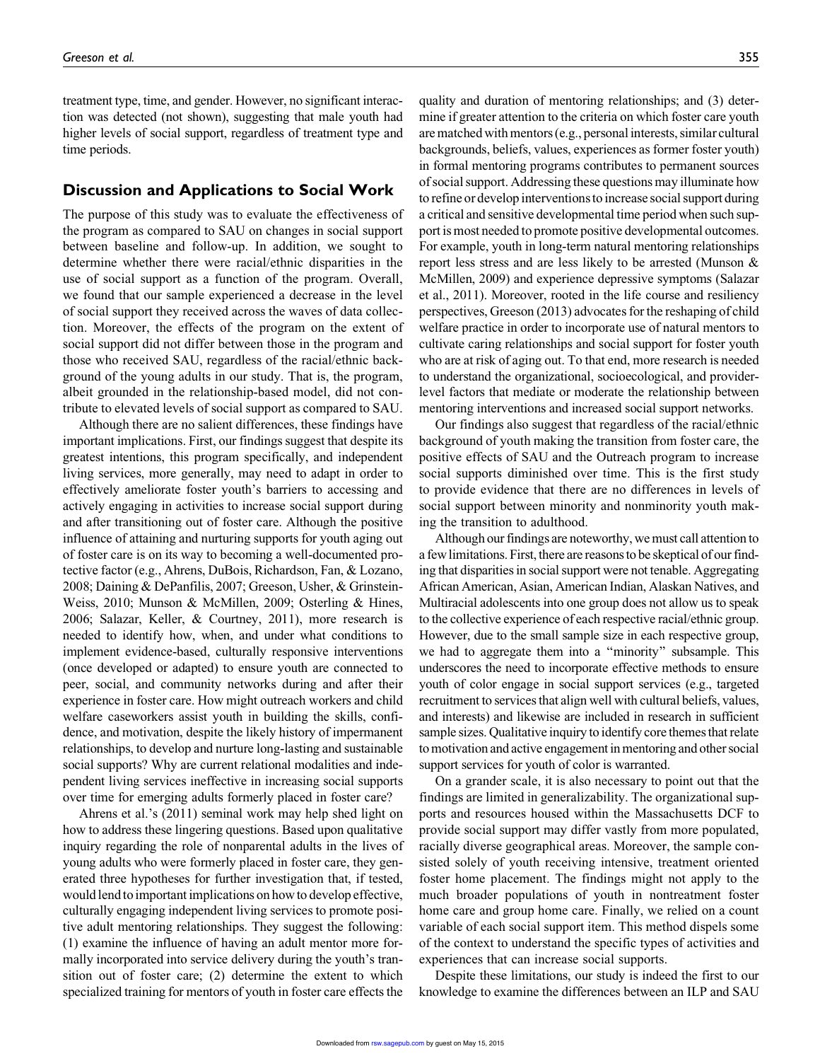treatment type, time, and gender. However, no significant interaction was detected (not shown), suggesting that male youth had higher levels of social support, regardless of treatment type and time periods.

## Discussion and Applications to Social Work

The purpose of this study was to evaluate the effectiveness of the program as compared to SAU on changes in social support between baseline and follow-up. In addition, we sought to determine whether there were racial/ethnic disparities in the use of social support as a function of the program. Overall, we found that our sample experienced a decrease in the level of social support they received across the waves of data collection. Moreover, the effects of the program on the extent of social support did not differ between those in the program and those who received SAU, regardless of the racial/ethnic background of the young adults in our study. That is, the program, albeit grounded in the relationship-based model, did not contribute to elevated levels of social support as compared to SAU.

Although there are no salient differences, these findings have important implications. First, our findings suggest that despite its greatest intentions, this program specifically, and independent living services, more generally, may need to adapt in order to effectively ameliorate foster youth's barriers to accessing and actively engaging in activities to increase social support during and after transitioning out of foster care. Although the positive influence of attaining and nurturing supports for youth aging out of foster care is on its way to becoming a well-documented protective factor (e.g., Ahrens, DuBois, Richardson, Fan, & Lozano, 2008; Daining & DePanfilis, 2007; Greeson, Usher, & Grinstein-Weiss, 2010; Munson & McMillen, 2009; Osterling & Hines, 2006; Salazar, Keller, & Courtney, 2011), more research is needed to identify how, when, and under what conditions to implement evidence-based, culturally responsive interventions (once developed or adapted) to ensure youth are connected to peer, social, and community networks during and after their experience in foster care. How might outreach workers and child welfare caseworkers assist youth in building the skills, confidence, and motivation, despite the likely history of impermanent relationships, to develop and nurture long-lasting and sustainable social supports? Why are current relational modalities and independent living services ineffective in increasing social supports over time for emerging adults formerly placed in foster care?

Ahrens et al.'s (2011) seminal work may help shed light on how to address these lingering questions. Based upon qualitative inquiry regarding the role of nonparental adults in the lives of young adults who were formerly placed in foster care, they generated three hypotheses for further investigation that, if tested, would lend to important implications on how to develop effective, culturally engaging independent living services to promote positive adult mentoring relationships. They suggest the following: (1) examine the influence of having an adult mentor more formally incorporated into service delivery during the youth's transition out of foster care; (2) determine the extent to which specialized training for mentors of youth in foster care effects the quality and duration of mentoring relationships; and (3) determine if greater attention to the criteria on which foster care youth are matched with mentors (e.g., personal interests, similar cultural backgrounds, beliefs, values, experiences as former foster youth) in formal mentoring programs contributes to permanent sources of social support. Addressing these questions may illuminate how to refine or develop interventions to increase social support during a critical and sensitive developmental time period when such support is most needed to promote positive developmental outcomes. For example, youth in long-term natural mentoring relationships report less stress and are less likely to be arrested (Munson & McMillen, 2009) and experience depressive symptoms (Salazar et al., 2011). Moreover, rooted in the life course and resiliency perspectives, Greeson (2013) advocates for the reshaping of child welfare practice in order to incorporate use of natural mentors to cultivate caring relationships and social support for foster youth who are at risk of aging out. To that end, more research is needed to understand the organizational, socioecological, and provider-level factors that mediate or moderate the relationship between mentoring interventions and increased social support networks.

Our findings also suggest that regardless of the racial/ethnic background of youth making the transition from foster care, the positive effects of SAU and the Outreach program to increase social supports diminished over time. This is the first study to provide evidence that there are no differences in levels of social support between minority and nonminority youth making the transition to adulthood.

Although our findings are noteworthy, we must call attention to a few limitations. First, there are reasons to be skeptical of our finding that disparities in social support were not tenable. Aggregating African American, Asian, American Indian, Alaskan Natives, and Multiracial adolescents into one group does not allow us to speak to the collective experience of each respective racial/ethnic group. However, due to the small sample size in each respective group, we had to aggregate them into a "minority" subsample. This underscores the need to incorporate effective methods to ensure youth of color engage in social support services (e.g., targeted recruitment to services that align well with cultural beliefs, values, and interests) and likewise are included in research in sufficient sample sizes. Qualitative inquiry to identify core themes that relate to motivation and active engagement in mentoring and other social support services for youth of color is warranted.

On a grander scale, it is also necessary to point out that the findings are limited in generalizability. The organizational supports and resources housed within the Massachusetts DCF to provide social support may differ vastly from more populated, racially diverse geographical areas. Moreover, the sample consisted solely of youth receiving intensive, treatment oriented foster home placement. The findings might not apply to the much broader populations of youth in nontreatment foster home care and group home care. Finally, we relied on a count variable of each social support item. This method dispels some of the context to understand the specific types of activities and experiences that can increase social supports.

Despite these limitations, our study is indeed the first to our knowledge to examine the differences between an ILP and SAU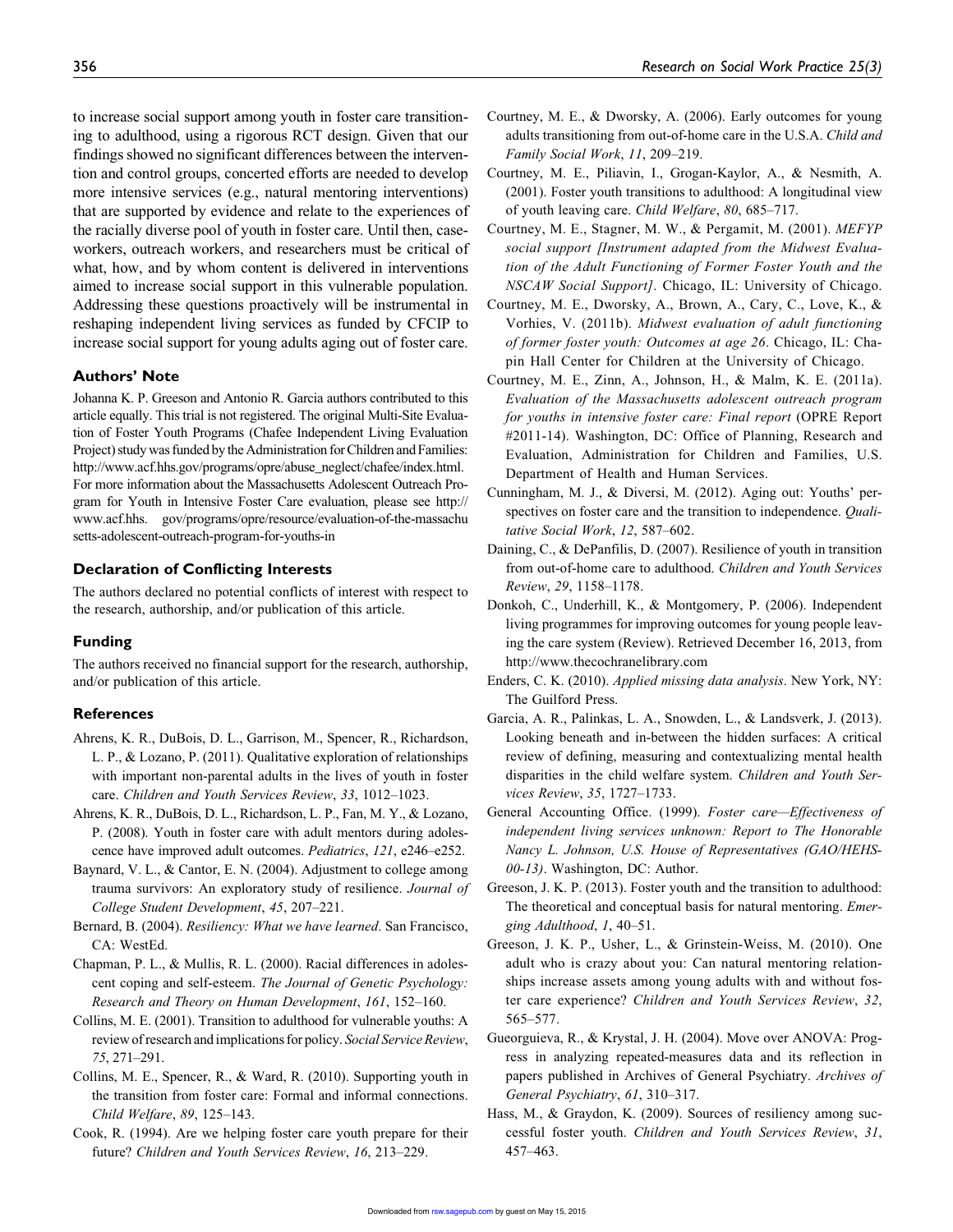to increase social support among youth in foster care transitioning to adulthood, using a rigorous RCT design. Given that our findings showed no significant differences between the intervention and control groups, concerted efforts are needed to develop more intensive services (e.g., natural mentoring interventions) that are supported by evidence and relate to the experiences of the racially diverse pool of youth in foster care. Until then, caseworkers, outreach workers, and researchers must be critical of what, how, and by whom content is delivered in interventions aimed to increase social support in this vulnerable population. Addressing these questions proactively will be instrumental in reshaping independent living services as funded by CFCIP to increase social support for young adults aging out of foster care.

## Authors' Note

Johanna K. P. Greeson and Antonio R. Garcia authors contributed to this article equally. This trial is not registered. The original Multi-Site Evaluation of Foster Youth Programs (Chafee Independent Living Evaluation Project) study was funded by the Administration for Children and Families: http://www.acf.hhs.gov/programs/opre/abuse_neglect/chafee/index.html. For more information about the Massachusetts Adolescent Outreach Program for Youth in Intensive Foster Care evaluation, please see http://www.acf.hhs. gov/programs/opre/resource/evaluation-of-the-massachusetts-adolescent-outreach-program-for-youths-in

## Declaration of Conflicting Interests

The authors declared no potential conflicts of interest with respect to the research, authorship, and/or publication of this article.

## Funding

The authors received no financial support for the research, authorship, and/or publication of this article.

## References

Ahrens, K. R., DuBois, D. L., Garrison, M., Spencer, R., Richardson, L. P., & Lozano, P. (2011). Qualitative exploration of relationships with important non-parental adults in the lives of youth in foster care. *Children and Youth Services Review*, *33*, 1012–1023.

Ahrens, K. R., DuBois, D. L., Richardson, L. P., Fan, M. Y., & Lozano, P. (2008). Youth in foster care with adult mentors during adolescence have improved adult outcomes. *Pediatrics*, *121*, e246–e252.

Baynard, V. L., & Cantor, E. N. (2004). Adjustment to college among trauma survivors: An exploratory study of resilience. *Journal of College Student Development*, *45*, 207–221.

Bernard, B. (2004). *Resiliency: What we have learned*. San Francisco, CA: WestEd.

Chapman, P. L., & Mullis, R. L. (2000). Racial differences in adolescent coping and self-esteem. *The Journal of Genetic Psychology: Research and Theory on Human Development*, *161*, 152–160.

Collins, M. E. (2001). Transition to adulthood for vulnerable youths: A review of research and implications for policy. *Social Service Review*, *75*, 271–291.

Collins, M. E., Spencer, R., & Ward, R. (2010). Supporting youth in the transition from foster care: Formal and informal connections. *Child Welfare*, *89*, 125–143.

Cook, R. (1994). Are we helping foster care youth prepare for their future? *Children and Youth Services Review*, *16*, 213–229.

Courtney, M. E., & Dworsky, A. (2006). Early outcomes for young adults transitioning from out-of-home care in the U.S.A. *Child and Family Social Work*, *11*, 209–219.

Courtney, M. E., Piliavin, I., Grogan-Kaylor, A., & Nesmith, A. (2001). Foster youth transitions to adulthood: A longitudinal view of youth leaving care. *Child Welfare*, *80*, 685–717.

Courtney, M. E., Stagner, M. W., & Pergamit, M. (2001). *MEFYP social support [Instrument adapted from the Midwest Evaluation of the Adult Functioning of Former Foster Youth and the NSCAW Social Support]*. Chicago, IL: University of Chicago.

Courtney, M. E., Dworsky, A., Brown, A., Cary, C., Love, K., & Vorhies, V. (2011b). *Midwest evaluation of adult functioning of former foster youth: Outcomes at age 26*. Chicago, IL: Chapin Hall Center for Children at the University of Chicago.

Courtney, M. E., Zinn, A., Johnson, H., & Malm, K. E. (2011a). *Evaluation of the Massachusetts adolescent outreach program for youths in intensive foster care: Final report* (OPRE Report #2011-14). Washington, DC: Office of Planning, Research and Evaluation, Administration for Children and Families, U.S. Department of Health and Human Services.

Cunningham, M. J., & Diversi, M. (2012). Aging out: Youths' perspectives on foster care and the transition to independence. *Qualitative Social Work*, *12*, 587–602.

Daining, C., & DePanfilis, D. (2007). Resilience of youth in transition from out-of-home care to adulthood. *Children and Youth Services Review*, *29*, 1158–1178.

Donkoh, C., Underhill, K., & Montgomery, P. (2006). Independent living programmes for improving outcomes for young people leaving the care system (Review). Retrieved December 16, 2013, from http://www.thecochranelibrary.com

Enders, C. K. (2010). *Applied missing data analysis*. New York, NY: The Guilford Press.

Garcia, A. R., Palinkas, L. A., Snowden, L., & Landsverk, J. (2013). Looking beneath and in-between the hidden surfaces: A critical review of defining, measuring and contextualizing mental health disparities in the child welfare system. *Children and Youth Services Review*, *35*, 1727–1733.

General Accounting Office. (1999). *Foster care—Effectiveness of independent living services unknown: Report to The Honorable Nancy L. Johnson, U.S. House of Representatives (GAO/HEHS-00-13)*. Washington, DC: Author.

Greeson, J. K. P. (2013). Foster youth and the transition to adulthood: The theoretical and conceptual basis for natural mentoring. *Emerging Adulthood*, *1*, 40–51.

Greeson, J. K. P., Usher, L., & Grinstein-Weiss, M. (2010). One adult who is crazy about you: Can natural mentoring relationships increase assets among young adults with and without foster care experience? *Children and Youth Services Review*, *32*, 565–577.

Gueorguieva, R., & Krystal, J. H. (2004). Move over ANOVA: Progress in analyzing repeated-measures data and its reflection in papers published in Archives of General Psychiatry. *Archives of General Psychiatry*, *61*, 310–317.

Hass, M., & Graydon, K. (2009). Sources of resiliency among successful foster youth. *Children and Youth Services Review*, *31*, 457–463.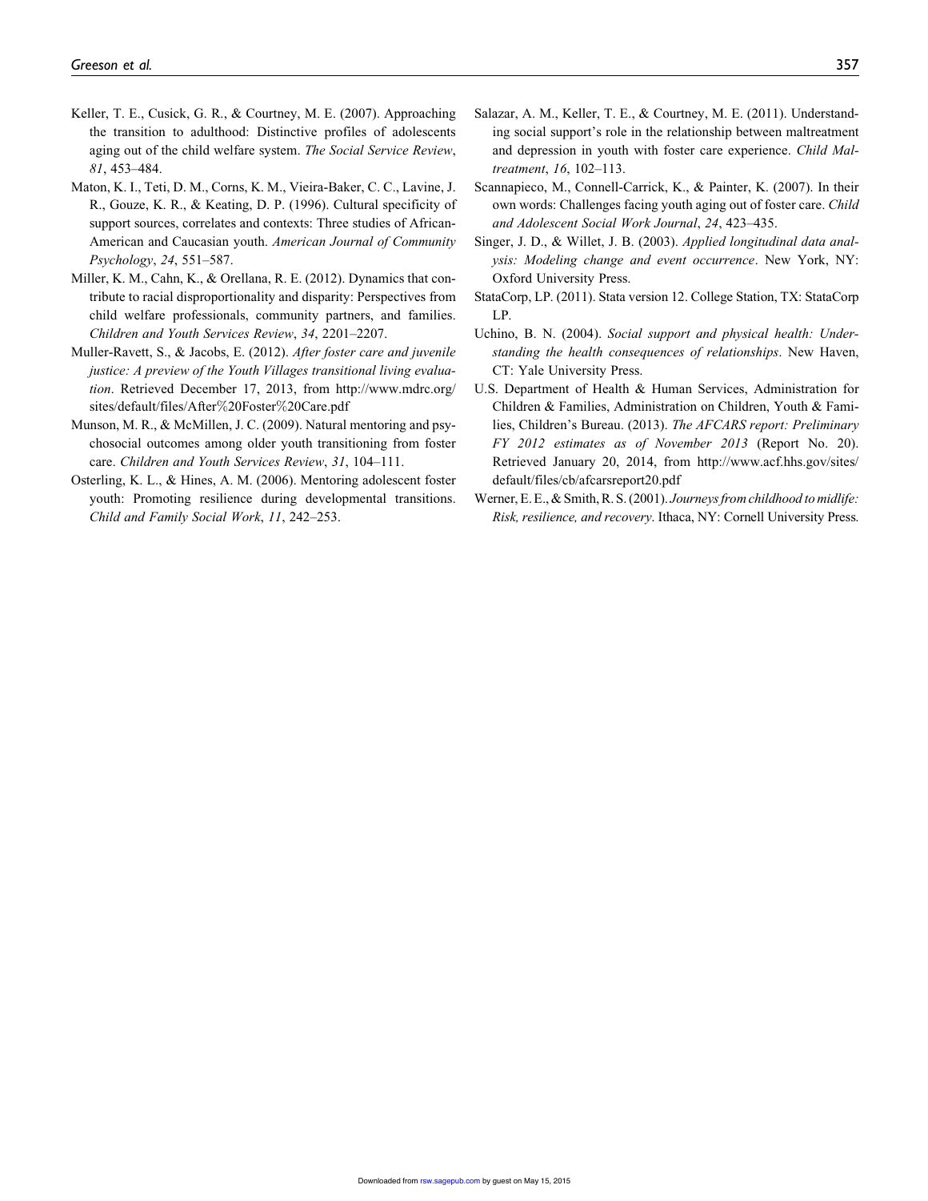Keller, T. E., Cusick, G. R., & Courtney, M. E. (2007). Approaching the transition to adulthood: Distinctive profiles of adolescents aging out of the child welfare system. *The Social Service Review*, *81*, 453–484.

Maton, K. I., Teti, D. M., Corns, K. M., Vieira-Baker, C. C., Lavine, J. R., Gouze, K. R., & Keating, D. P. (1996). Cultural specificity of support sources, correlates and contexts: Three studies of African-American and Caucasian youth. *American Journal of Community Psychology*, *24*, 551–587.

Miller, K. M., Cahn, K., & Orellana, R. E. (2012). Dynamics that contribute to racial disproportionality and disparity: Perspectives from child welfare professionals, community partners, and families. *Children and Youth Services Review*, *34*, 2201–2207.

Muller-Ravett, S., & Jacobs, E. (2012). *After foster care and juvenile justice: A preview of the Youth Villages transitional living evaluation*. Retrieved December 17, 2013, from http://www.mdrc.org/sites/default/files/After%20Foster%20Care.pdf

Munson, M. R., & McMillen, J. C. (2009). Natural mentoring and psychosocial outcomes among older youth transitioning from foster care. *Children and Youth Services Review*, *31*, 104–111.

Osterling, K. L., & Hines, A. M. (2006). Mentoring adolescent foster youth: Promoting resilience during developmental transitions. *Child and Family Social Work*, *11*, 242–253.

Salazar, A. M., Keller, T. E., & Courtney, M. E. (2011). Understanding social support's role in the relationship between maltreatment and depression in youth with foster care experience. *Child Maltreatment*, *16*, 102–113.

Scannapieco, M., Connell-Carrick, K., & Painter, K. (2007). In their own words: Challenges facing youth aging out of foster care. *Child and Adolescent Social Work Journal*, *24*, 423–435.

Singer, J. D., & Willet, J. B. (2003). *Applied longitudinal data analysis: Modeling change and event occurrence*. New York, NY: Oxford University Press.

StataCorp, LP. (2011). Stata version 12. College Station, TX: StataCorp LP.

Uchino, B. N. (2004). *Social support and physical health: Understanding the health consequences of relationships*. New Haven, CT: Yale University Press.

U.S. Department of Health & Human Services, Administration for Children & Families, Administration on Children, Youth & Families, Children's Bureau. (2013). *The AFCARS report: Preliminary FY 2012 estimates as of November 2013* (Report No. 20). Retrieved January 20, 2014, from http://www.acf.hhs.gov/sites/default/files/cb/afcarsreport20.pdf

Werner, E. E., & Smith, R. S. (2001). *Journeys from childhood to midlife: Risk, resilience, and recovery*. Ithaca, NY: Cornell University Press.